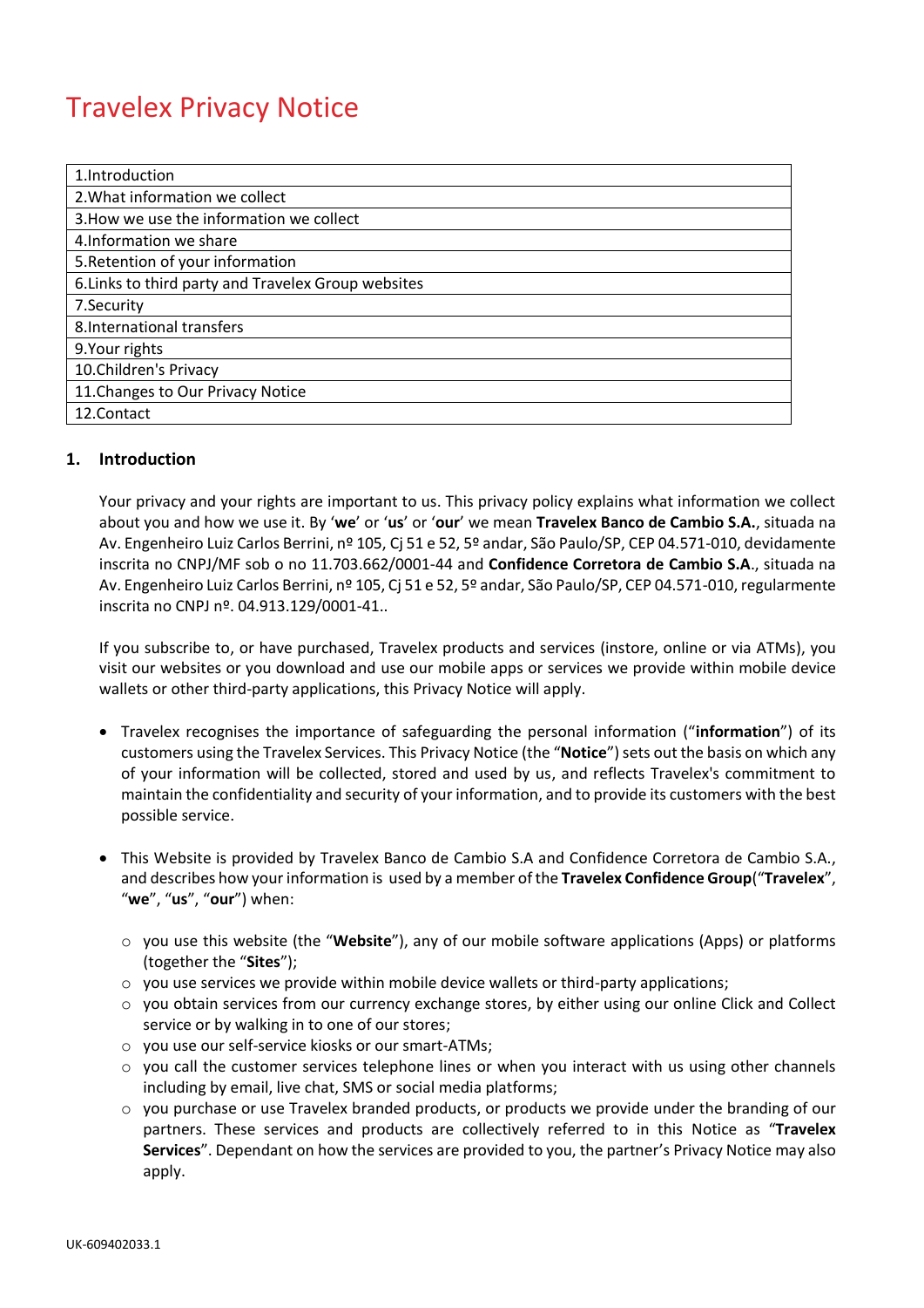# Travelex Privacy Notice

| 1.Introduction |
|---|
| 2.What information we collect |
| 3.How we use the information we collect |
| 4.Information we share |
| 5.Retention of your information |
| 6.Links to third party and Travelex Group websites |
| 7.Security |
| 8.International transfers |
| 9.Your rights |
| 10.Children's Privacy |
| 11.Changes to Our Privacy Notice |
| 12.Contact |

## 1. Introduction

Your privacy and your rights are important to us. This privacy policy explains what information we collect about you and how we use it. By '**we**' or '**us**' or '**our**' we mean **Travelex Banco de Cambio S.A.**, situada na Av. Engenheiro Luiz Carlos Berrini, nº 105, Cj 51 e 52, 5º andar, São Paulo/SP, CEP 04.571-010, devidamente inscrita no CNPJ/MF sob o no 11.703.662/0001-44 and **Confidence Corretora de Cambio S.A**., situada na Av. Engenheiro Luiz Carlos Berrini, nº 105, Cj 51 e 52, 5º andar, São Paulo/SP, CEP 04.571-010, regularmente inscrita no CNPJ nº. 04.913.129/0001-41..

If you subscribe to, or have purchased, Travelex products and services (instore, online or via ATMs), you visit our websites or you download and use our mobile apps or services we provide within mobile device wallets or other third-party applications, this Privacy Notice will apply.

- Travelex recognises the importance of safeguarding the personal information ("**information**") of its customers using the Travelex Services. This Privacy Notice (the "**Notice**") sets out the basis on which any of your information will be collected, stored and used by us, and reflects Travelex's commitment to maintain the confidentiality and security of your information, and to provide its customers with the best possible service.

- This Website is provided by Travelex Banco de Cambio S.A and Confidence Corretora de Cambio S.A., and describes how your information is used by a member of the **Travelex Confidence Group**("**Travelex**", "**we**", "**us**", "**our**") when:

  - you use this website (the "**Website**"), any of our mobile software applications (Apps) or platforms (together the "**Sites**");
  - you use services we provide within mobile device wallets or third-party applications;
  - you obtain services from our currency exchange stores, by either using our online Click and Collect service or by walking in to one of our stores;
  - you use our self-service kiosks or our smart-ATMs;
  - you call the customer services telephone lines or when you interact with us using other channels including by email, live chat, SMS or social media platforms;
  - you purchase or use Travelex branded products, or products we provide under the branding of our partners. These services and products are collectively referred to in this Notice as "**Travelex Services**". Dependant on how the services are provided to you, the partner's Privacy Notice may also apply.

UK-609402033.1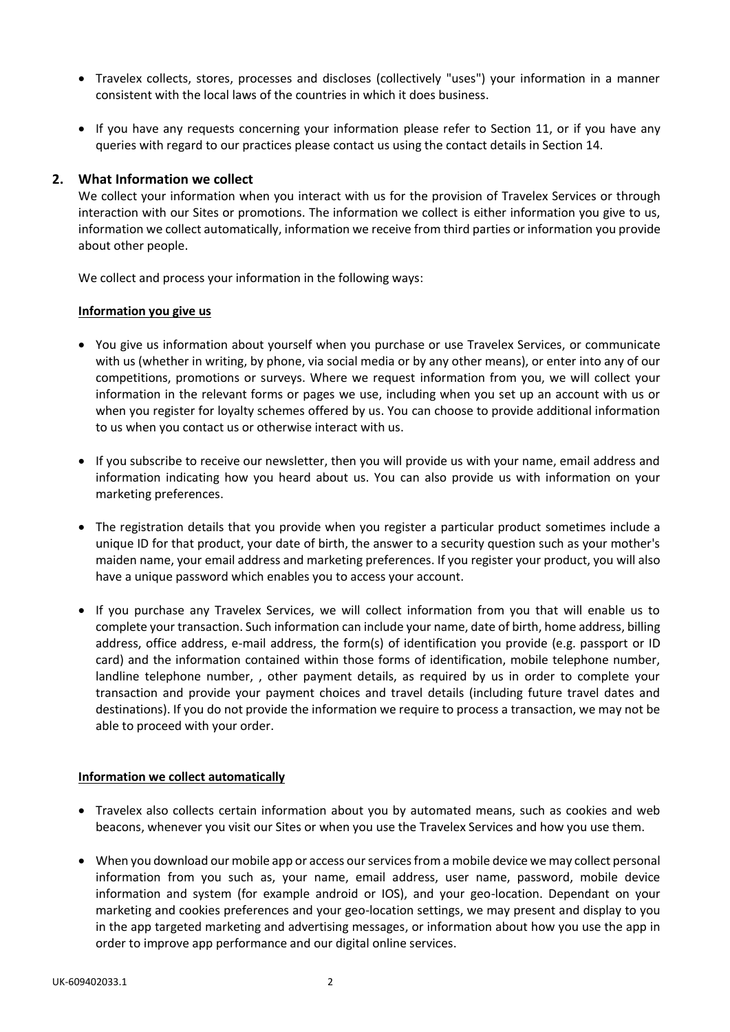- Travelex collects, stores, processes and discloses (collectively "uses") your information in a manner consistent with the local laws of the countries in which it does business.

- If you have any requests concerning your information please refer to Section 11, or if you have any queries with regard to our practices please contact us using the contact details in Section 14.

## 2. What Information we collect

We collect your information when you interact with us for the provision of Travelex Services or through interaction with our Sites or promotions. The information we collect is either information you give to us, information we collect automatically, information we receive from third parties or information you provide about other people.

We collect and process your information in the following ways:

**Information you give us**

- You give us information about yourself when you purchase or use Travelex Services, or communicate with us (whether in writing, by phone, via social media or by any other means), or enter into any of our competitions, promotions or surveys. Where we request information from you, we will collect your information in the relevant forms or pages we use, including when you set up an account with us or when you register for loyalty schemes offered by us. You can choose to provide additional information to us when you contact us or otherwise interact with us.

- If you subscribe to receive our newsletter, then you will provide us with your name, email address and information indicating how you heard about us. You can also provide us with information on your marketing preferences.

- The registration details that you provide when you register a particular product sometimes include a unique ID for that product, your date of birth, the answer to a security question such as your mother's maiden name, your email address and marketing preferences. If you register your product, you will also have a unique password which enables you to access your account.

- If you purchase any Travelex Services, we will collect information from you that will enable us to complete your transaction. Such information can include your name, date of birth, home address, billing address, office address, e-mail address, the form(s) of identification you provide (e.g. passport or ID card) and the information contained within those forms of identification, mobile telephone number, landline telephone number, , other payment details, as required by us in order to complete your transaction and provide your payment choices and travel details (including future travel dates and destinations). If you do not provide the information we require to process a transaction, we may not be able to proceed with your order.

**Information we collect automatically**

- Travelex also collects certain information about you by automated means, such as cookies and web beacons, whenever you visit our Sites or when you use the Travelex Services and how you use them.

- When you download our mobile app or access our services from a mobile device we may collect personal information from you such as, your name, email address, user name, password, mobile device information and system (for example android or IOS), and your geo-location. Dependant on your marketing and cookies preferences and your geo-location settings, we may present and display to you in the app targeted marketing and advertising messages, or information about how you use the app in order to improve app performance and our digital online services.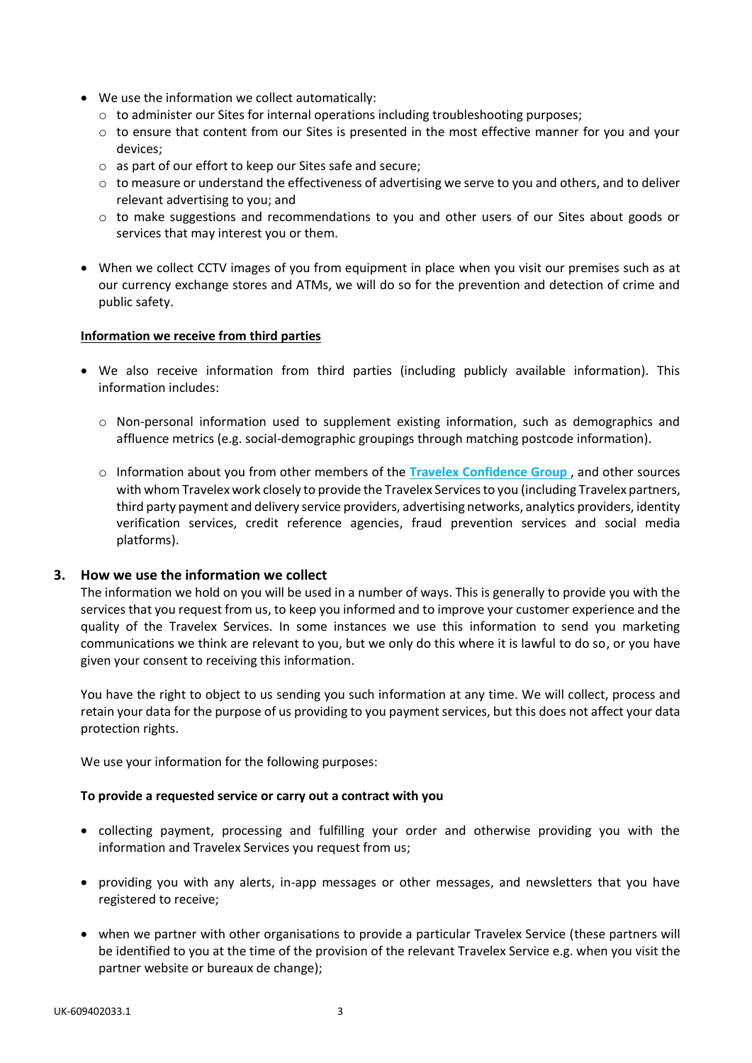- We use the information we collect automatically:
  - to administer our Sites for internal operations including troubleshooting purposes;
  - to ensure that content from our Sites is presented in the most effective manner for you and your devices;
  - as part of our effort to keep our Sites safe and secure;
  - to measure or understand the effectiveness of advertising we serve to you and others, and to deliver relevant advertising to you; and
  - to make suggestions and recommendations to you and other users of our Sites about goods or services that may interest you or them.

- When we collect CCTV images of you from equipment in place when you visit our premises such as at our currency exchange stores and ATMs, we will do so for the prevention and detection of crime and public safety.

**Information we receive from third parties**

- We also receive information from third parties (including publicly available information). This information includes:

  - Non-personal information used to supplement existing information, such as demographics and affluence metrics (e.g. social-demographic groupings through matching postcode information).

  - Information about you from other members of the **Travelex Confidence Group** , and other sources with whom Travelex work closely to provide the Travelex Services to you (including Travelex partners, third party payment and delivery service providers, advertising networks, analytics providers, identity verification services, credit reference agencies, fraud prevention services and social media platforms).

## 3. How we use the information we collect

The information we hold on you will be used in a number of ways. This is generally to provide you with the services that you request from us, to keep you informed and to improve your customer experience and the quality of the Travelex Services. In some instances we use this information to send you marketing communications we think are relevant to you, but we only do this where it is lawful to do so, or you have given your consent to receiving this information.

You have the right to object to us sending you such information at any time. We will collect, process and retain your data for the purpose of us providing to you payment services, but this does not affect your data protection rights.

We use your information for the following purposes:

**To provide a requested service or carry out a contract with you**

- collecting payment, processing and fulfilling your order and otherwise providing you with the information and Travelex Services you request from us;

- providing you with any alerts, in-app messages or other messages, and newsletters that you have registered to receive;

- when we partner with other organisations to provide a particular Travelex Service (these partners will be identified to you at the time of the provision of the relevant Travelex Service e.g. when you visit the partner website or bureaux de change);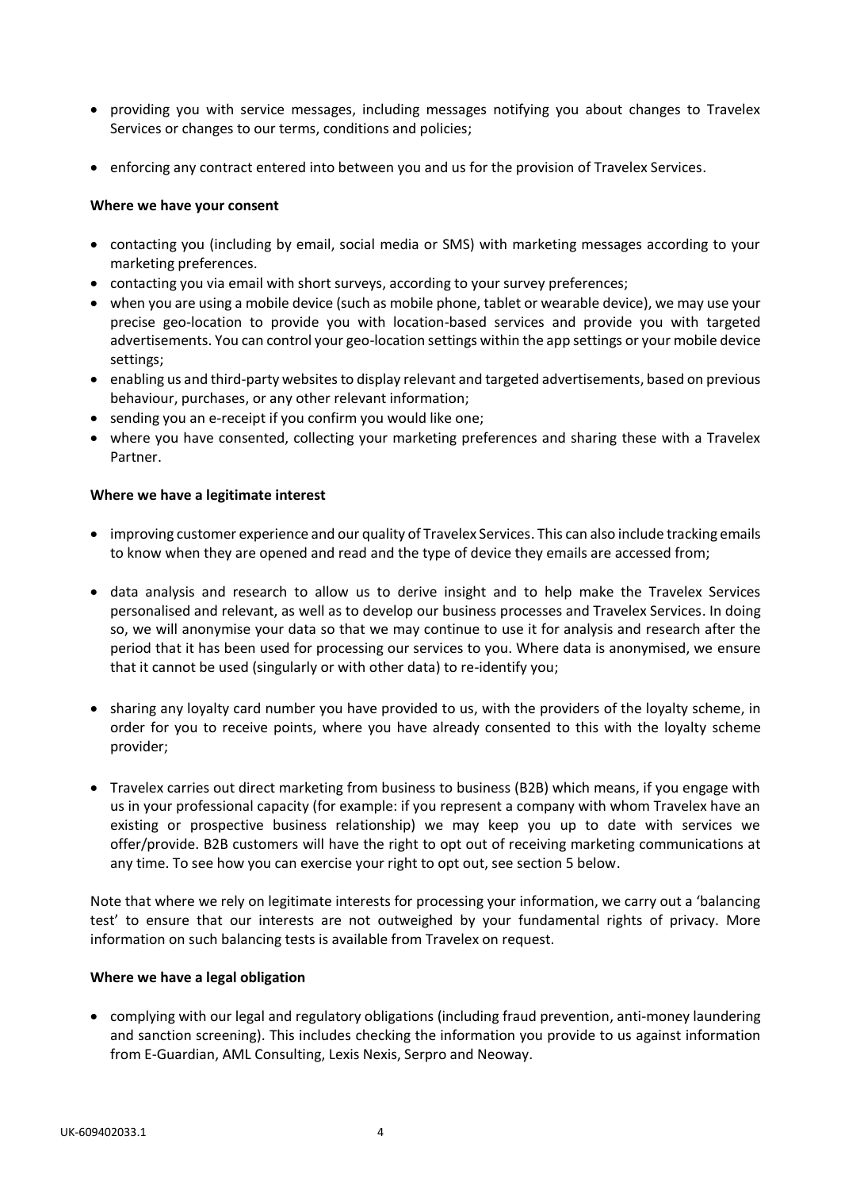- providing you with service messages, including messages notifying you about changes to Travelex Services or changes to our terms, conditions and policies;

- enforcing any contract entered into between you and us for the provision of Travelex Services.

**Where we have your consent**

- contacting you (including by email, social media or SMS) with marketing messages according to your marketing preferences.
- contacting you via email with short surveys, according to your survey preferences;
- when you are using a mobile device (such as mobile phone, tablet or wearable device), we may use your precise geo-location to provide you with location-based services and provide you with targeted advertisements. You can control your geo-location settings within the app settings or your mobile device settings;
- enabling us and third-party websites to display relevant and targeted advertisements, based on previous behaviour, purchases, or any other relevant information;
- sending you an e-receipt if you confirm you would like one;
- where you have consented, collecting your marketing preferences and sharing these with a Travelex Partner.

**Where we have a legitimate interest**

- improving customer experience and our quality of Travelex Services. This can also include tracking emails to know when they are opened and read and the type of device they emails are accessed from;

- data analysis and research to allow us to derive insight and to help make the Travelex Services personalised and relevant, as well as to develop our business processes and Travelex Services. In doing so, we will anonymise your data so that we may continue to use it for analysis and research after the period that it has been used for processing our services to you. Where data is anonymised, we ensure that it cannot be used (singularly or with other data) to re-identify you;

- sharing any loyalty card number you have provided to us, with the providers of the loyalty scheme, in order for you to receive points, where you have already consented to this with the loyalty scheme provider;

- Travelex carries out direct marketing from business to business (B2B) which means, if you engage with us in your professional capacity (for example: if you represent a company with whom Travelex have an existing or prospective business relationship) we may keep you up to date with services we offer/provide. B2B customers will have the right to opt out of receiving marketing communications at any time. To see how you can exercise your right to opt out, see section 5 below.

Note that where we rely on legitimate interests for processing your information, we carry out a 'balancing test' to ensure that our interests are not outweighed by your fundamental rights of privacy. More information on such balancing tests is available from Travelex on request.

**Where we have a legal obligation**

- complying with our legal and regulatory obligations (including fraud prevention, anti-money laundering and sanction screening). This includes checking the information you provide to us against information from E-Guardian, AML Consulting, Lexis Nexis, Serpro and Neoway.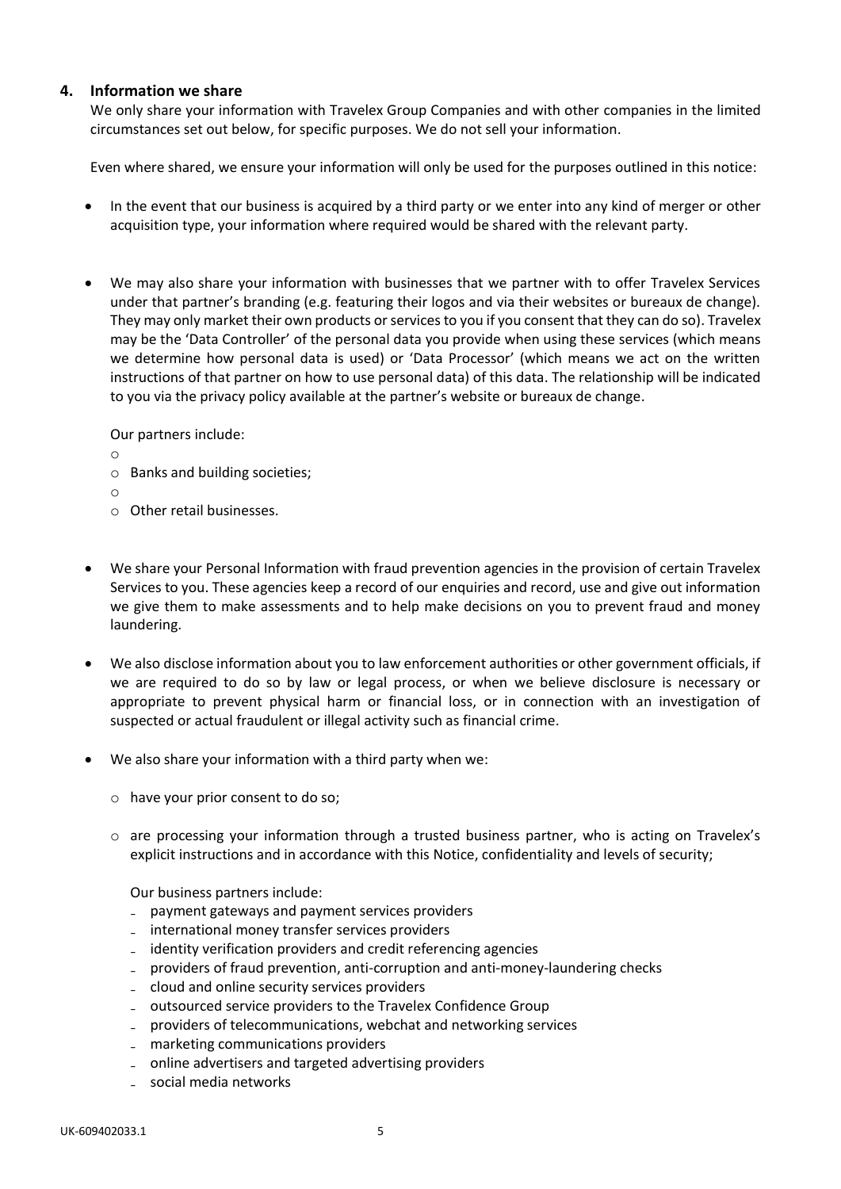## 4. Information we share

We only share your information with Travelex Group Companies and with other companies in the limited circumstances set out below, for specific purposes. We do not sell your information.

Even where shared, we ensure your information will only be used for the purposes outlined in this notice:

- In the event that our business is acquired by a third party or we enter into any kind of merger or other acquisition type, your information where required would be shared with the relevant party.

- We may also share your information with businesses that we partner with to offer Travelex Services under that partner's branding (e.g. featuring their logos and via their websites or bureaux de change). They may only market their own products or services to you if you consent that they can do so). Travelex may be the 'Data Controller' of the personal data you provide when using these services (which means we determine how personal data is used) or 'Data Processor' (which means we act on the written instructions of that partner on how to use personal data) of this data. The relationship will be indicated to you via the privacy policy available at the partner's website or bureaux de change.

  Our partners include:

  - 
  - Banks and building societies;
  - 
  - Other retail businesses.

- We share your Personal Information with fraud prevention agencies in the provision of certain Travelex Services to you. These agencies keep a record of our enquiries and record, use and give out information we give them to make assessments and to help make decisions on you to prevent fraud and money laundering.

- We also disclose information about you to law enforcement authorities or other government officials, if we are required to do so by law or legal process, or when we believe disclosure is necessary or appropriate to prevent physical harm or financial loss, or in connection with an investigation of suspected or actual fraudulent or illegal activity such as financial crime.

- We also share your information with a third party when we:

  - have your prior consent to do so;

  - are processing your information through a trusted business partner, who is acting on Travelex's explicit instructions and in accordance with this Notice, confidentiality and levels of security;

    Our business partners include:
    - payment gateways and payment services providers
    - international money transfer services providers
    - identity verification providers and credit referencing agencies
    - providers of fraud prevention, anti-corruption and anti-money-laundering checks
    - cloud and online security services providers
    - outsourced service providers to the Travelex Confidence Group
    - providers of telecommunications, webchat and networking services
    - marketing communications providers
    - online advertisers and targeted advertising providers
    - social media networks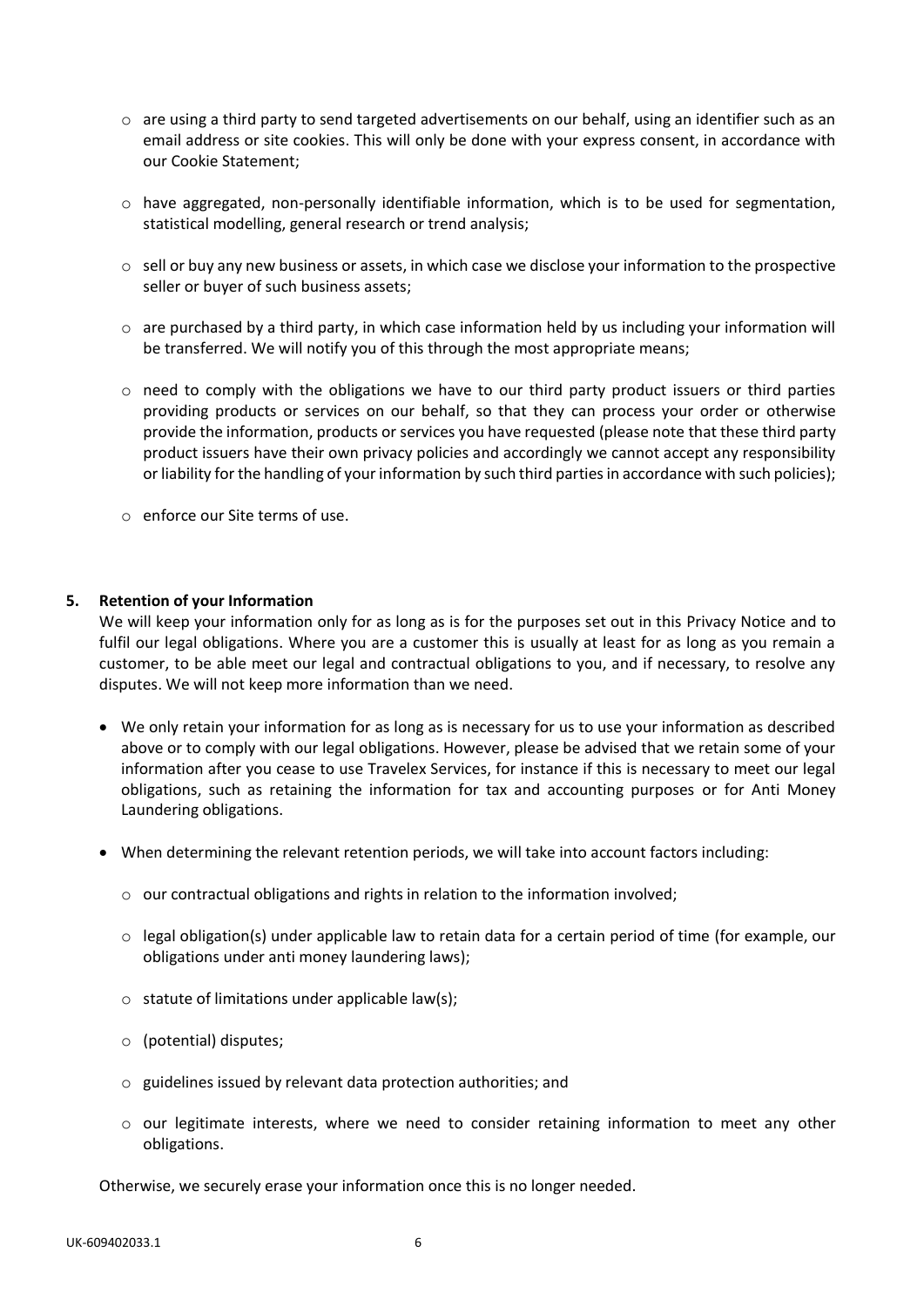- are using a third party to send targeted advertisements on our behalf, using an identifier such as an email address or site cookies. This will only be done with your express consent, in accordance with our Cookie Statement;

- have aggregated, non-personally identifiable information, which is to be used for segmentation, statistical modelling, general research or trend analysis;

- sell or buy any new business or assets, in which case we disclose your information to the prospective seller or buyer of such business assets;

- are purchased by a third party, in which case information held by us including your information will be transferred. We will notify you of this through the most appropriate means;

- need to comply with the obligations we have to our third party product issuers or third parties providing products or services on our behalf, so that they can process your order or otherwise provide the information, products or services you have requested (please note that these third party product issuers have their own privacy policies and accordingly we cannot accept any responsibility or liability for the handling of your information by such third parties in accordance with such policies);

- enforce our Site terms of use.

## 5. Retention of your Information

We will keep your information only for as long as is for the purposes set out in this Privacy Notice and to fulfil our legal obligations. Where you are a customer this is usually at least for as long as you remain a customer, to be able meet our legal and contractual obligations to you, and if necessary, to resolve any disputes. We will not keep more information than we need.

- We only retain your information for as long as is necessary for us to use your information as described above or to comply with our legal obligations. However, please be advised that we retain some of your information after you cease to use Travelex Services, for instance if this is necessary to meet our legal obligations, such as retaining the information for tax and accounting purposes or for Anti Money Laundering obligations.

- When determining the relevant retention periods, we will take into account factors including:

  - our contractual obligations and rights in relation to the information involved;

  - legal obligation(s) under applicable law to retain data for a certain period of time (for example, our obligations under anti money laundering laws);

  - statute of limitations under applicable law(s);

  - (potential) disputes;

  - guidelines issued by relevant data protection authorities; and

  - our legitimate interests, where we need to consider retaining information to meet any other obligations.

Otherwise, we securely erase your information once this is no longer needed.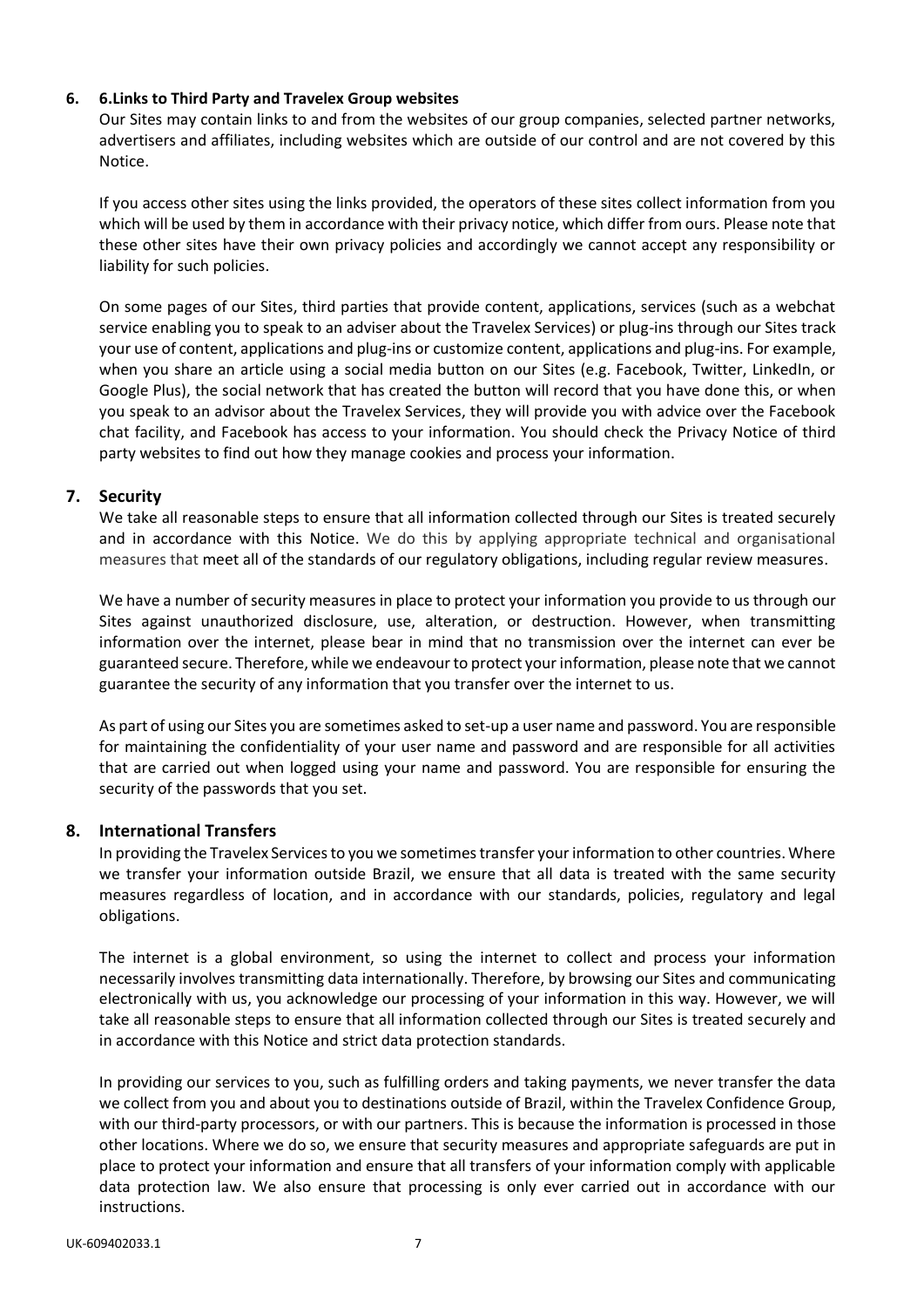## 6. 6.Links to Third Party and Travelex Group websites

Our Sites may contain links to and from the websites of our group companies, selected partner networks, advertisers and affiliates, including websites which are outside of our control and are not covered by this Notice.

If you access other sites using the links provided, the operators of these sites collect information from you which will be used by them in accordance with their privacy notice, which differ from ours. Please note that these other sites have their own privacy policies and accordingly we cannot accept any responsibility or liability for such policies.

On some pages of our Sites, third parties that provide content, applications, services (such as a webchat service enabling you to speak to an adviser about the Travelex Services) or plug-ins through our Sites track your use of content, applications and plug-ins or customize content, applications and plug-ins. For example, when you share an article using a social media button on our Sites (e.g. Facebook, Twitter, LinkedIn, or Google Plus), the social network that has created the button will record that you have done this, or when you speak to an advisor about the Travelex Services, they will provide you with advice over the Facebook chat facility, and Facebook has access to your information. You should check the Privacy Notice of third party websites to find out how they manage cookies and process your information.

## 7. Security

We take all reasonable steps to ensure that all information collected through our Sites is treated securely and in accordance with this Notice. We do this by applying appropriate technical and organisational measures that meet all of the standards of our regulatory obligations, including regular review measures.

We have a number of security measures in place to protect your information you provide to us through our Sites against unauthorized disclosure, use, alteration, or destruction. However, when transmitting information over the internet, please bear in mind that no transmission over the internet can ever be guaranteed secure. Therefore, while we endeavour to protect your information, please note that we cannot guarantee the security of any information that you transfer over the internet to us.

As part of using our Sites you are sometimes asked to set-up a user name and password. You are responsible for maintaining the confidentiality of your user name and password and are responsible for all activities that are carried out when logged using your name and password. You are responsible for ensuring the security of the passwords that you set.

## 8. International Transfers

In providing the Travelex Services to you we sometimes transfer your information to other countries. Where we transfer your information outside Brazil, we ensure that all data is treated with the same security measures regardless of location, and in accordance with our standards, policies, regulatory and legal obligations.

The internet is a global environment, so using the internet to collect and process your information necessarily involves transmitting data internationally. Therefore, by browsing our Sites and communicating electronically with us, you acknowledge our processing of your information in this way. However, we will take all reasonable steps to ensure that all information collected through our Sites is treated securely and in accordance with this Notice and strict data protection standards.

In providing our services to you, such as fulfilling orders and taking payments, we never transfer the data we collect from you and about you to destinations outside of Brazil, within the Travelex Confidence Group, with our third-party processors, or with our partners. This is because the information is processed in those other locations. Where we do so, we ensure that security measures and appropriate safeguards are put in place to protect your information and ensure that all transfers of your information comply with applicable data protection law. We also ensure that processing is only ever carried out in accordance with our instructions.

UK-609402033.1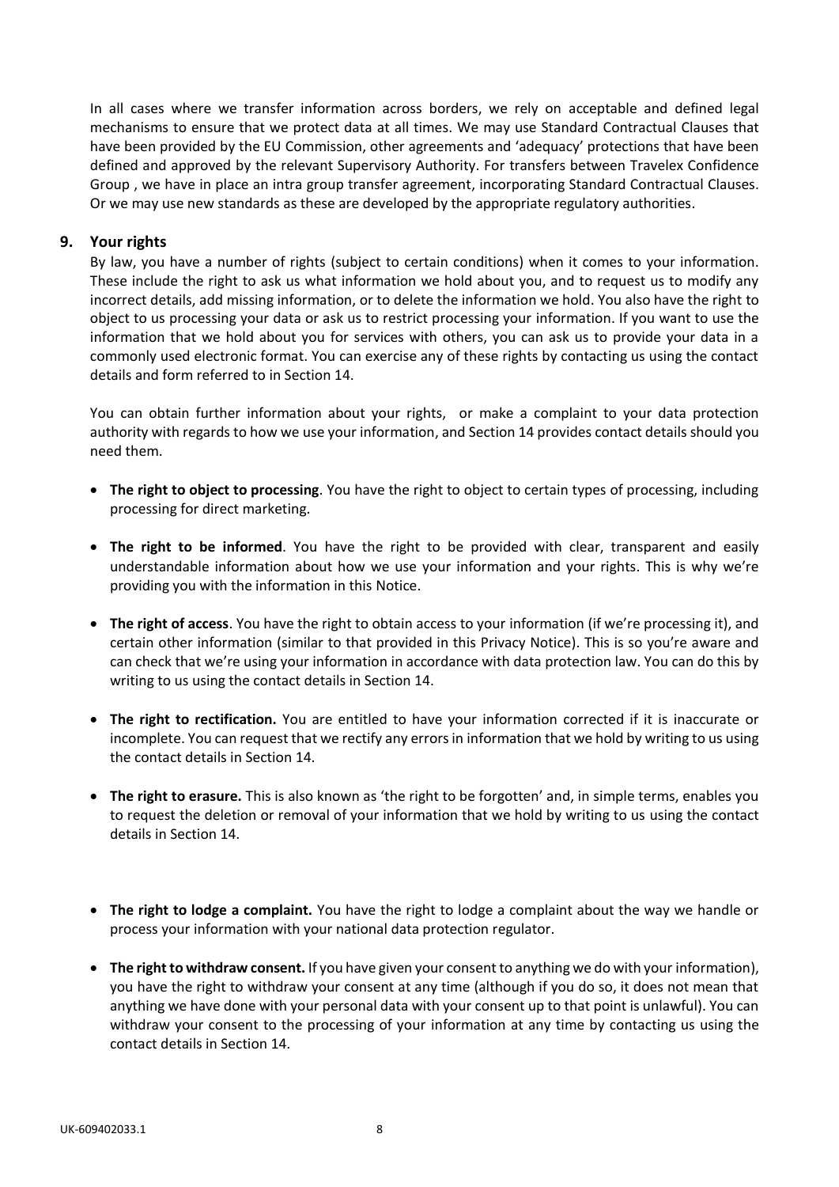In all cases where we transfer information across borders, we rely on acceptable and defined legal mechanisms to ensure that we protect data at all times. We may use Standard Contractual Clauses that have been provided by the EU Commission, other agreements and 'adequacy' protections that have been defined and approved by the relevant Supervisory Authority. For transfers between Travelex Confidence Group , we have in place an intra group transfer agreement, incorporating Standard Contractual Clauses. Or we may use new standards as these are developed by the appropriate regulatory authorities.

## 9. Your rights

By law, you have a number of rights (subject to certain conditions) when it comes to your information. These include the right to ask us what information we hold about you, and to request us to modify any incorrect details, add missing information, or to delete the information we hold. You also have the right to object to us processing your data or ask us to restrict processing your information. If you want to use the information that we hold about you for services with others, you can ask us to provide your data in a commonly used electronic format. You can exercise any of these rights by contacting us using the contact details and form referred to in Section 14.

You can obtain further information about your rights, or make a complaint to your data protection authority with regards to how we use your information, and Section 14 provides contact details should you need them.

- **The right to object to processing**. You have the right to object to certain types of processing, including processing for direct marketing.
- **The right to be informed**. You have the right to be provided with clear, transparent and easily understandable information about how we use your information and your rights. This is why we're providing you with the information in this Notice.
- **The right of access**. You have the right to obtain access to your information (if we're processing it), and certain other information (similar to that provided in this Privacy Notice). This is so you're aware and can check that we're using your information in accordance with data protection law. You can do this by writing to us using the contact details in Section 14.
- **The right to rectification.** You are entitled to have your information corrected if it is inaccurate or incomplete. You can request that we rectify any errors in information that we hold by writing to us using the contact details in Section 14.
- **The right to erasure.** This is also known as 'the right to be forgotten' and, in simple terms, enables you to request the deletion or removal of your information that we hold by writing to us using the contact details in Section 14.
- **The right to lodge a complaint.** You have the right to lodge a complaint about the way we handle or process your information with your national data protection regulator.
- **The right to withdraw consent.** If you have given your consent to anything we do with your information), you have the right to withdraw your consent at any time (although if you do so, it does not mean that anything we have done with your personal data with your consent up to that point is unlawful). You can withdraw your consent to the processing of your information at any time by contacting us using the contact details in Section 14.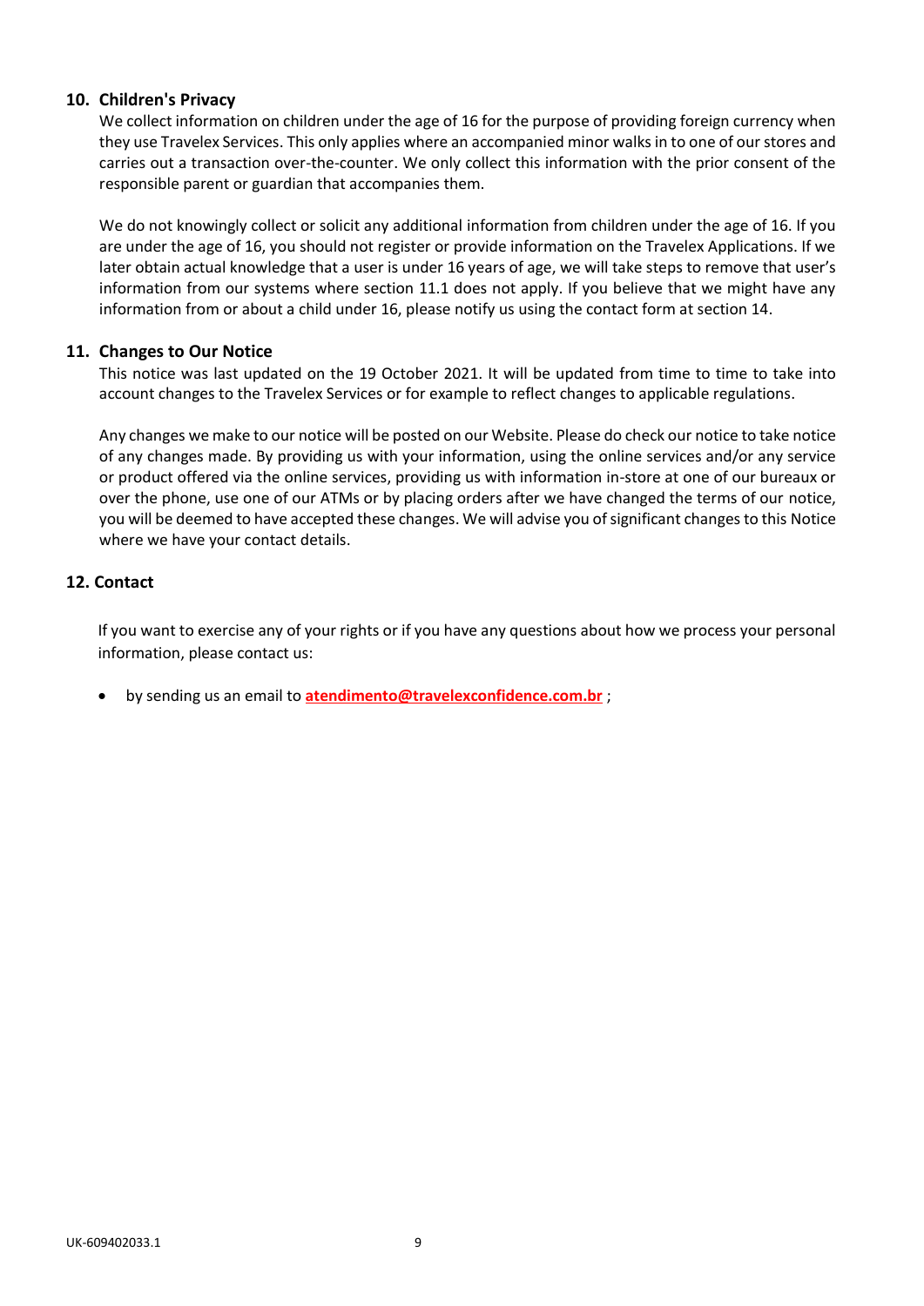## 10. Children's Privacy

We collect information on children under the age of 16 for the purpose of providing foreign currency when they use Travelex Services. This only applies where an accompanied minor walks in to one of our stores and carries out a transaction over-the-counter. We only collect this information with the prior consent of the responsible parent or guardian that accompanies them.

We do not knowingly collect or solicit any additional information from children under the age of 16. If you are under the age of 16, you should not register or provide information on the Travelex Applications. If we later obtain actual knowledge that a user is under 16 years of age, we will take steps to remove that user's information from our systems where section 11.1 does not apply. If you believe that we might have any information from or about a child under 16, please notify us using the contact form at section 14.

## 11. Changes to Our Notice

This notice was last updated on the 19 October 2021. It will be updated from time to time to take into account changes to the Travelex Services or for example to reflect changes to applicable regulations.

Any changes we make to our notice will be posted on our Website. Please do check our notice to take notice of any changes made. By providing us with your information, using the online services and/or any service or product offered via the online services, providing us with information in-store at one of our bureaux or over the phone, use one of our ATMs or by placing orders after we have changed the terms of our notice, you will be deemed to have accepted these changes. We will advise you of significant changes to this Notice where we have your contact details.

## 12. Contact

If you want to exercise any of your rights or if you have any questions about how we process your personal information, please contact us:

- by sending us an email to **atendimento@travelexconfidence.com.br** ;

UK-609402033.1